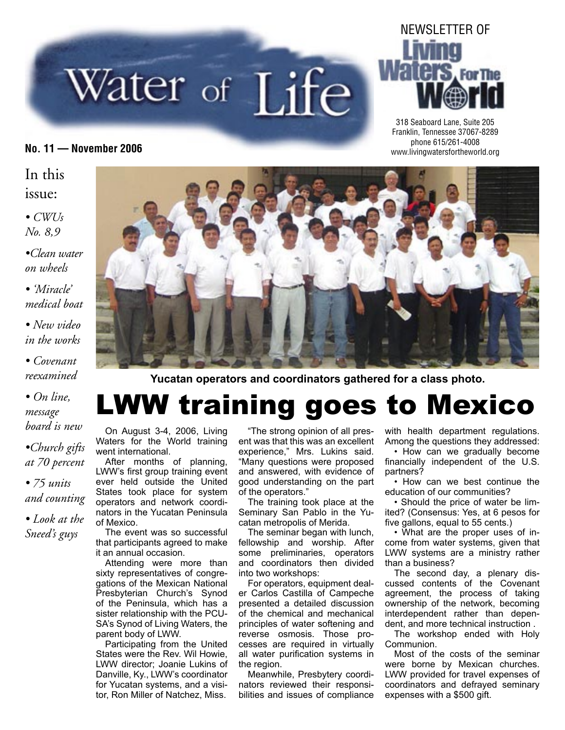# Water of Life

NEWSLETTER OF Living Waters For The World

318 Seaboard Lane, Suite 205
Franklin, Tennessee 37067-8289
phone 615/261-4008
www.livingwatersfortheworld.org

**No. 11 — November 2006**

In this issue:

- *CWUs No. 8,9*
- *Clean water on wheels*
- *'Miracle' medical boat*
- *New video in the works*
- *Covenant reexamined*
- *On line, message board is new*
- *Church gifts at 70 percent*
- *75 units and counting*
- *Look at the Sneed's guys*

**Yucatan operators and coordinators gathered for a class photo.**

# LWW training goes to Mexico

On August 3-4, 2006, Living Waters for the World training went international.

After months of planning, LWW's first group training event ever held outside the United States took place for system operators and network coordinators in the Yucatan Peninsula of Mexico.

The event was so successful that participants agreed to make it an annual occasion.

Attending were more than sixty representatives of congregations of the Mexican National Presbyterian Church's Synod of the Peninsula, which has a sister relationship with the PCUSA's Synod of Living Waters, the parent body of LWW.

Participating from the United States were the Rev. Wil Howie, LWW director; Joanie Lukins of Danville, Ky., LWW's coordinator for Yucatan systems, and a visitor, Ron Miller of Natchez, Miss.

"The strong opinion of all present was that this was an excellent experience," Mrs. Lukins said. "Many questions were proposed and answered, with evidence of good understanding on the part of the operators."

The training took place at the Seminary San Pablo in the Yucatan metropolis of Merida.

The seminar began with lunch, fellowship and worship. After some preliminaries, operators and coordinators then divided into two workshops:

For operators, equipment dealer Carlos Castilla of Campeche presented a detailed discussion of the chemical and mechanical principles of water softening and reverse osmosis. Those processes are required in virtually all water purification systems in the region.

Meanwhile, Presbytery coordinators reviewed their responsibilities and issues of compliance with health department regulations. Among the questions they addressed:

- How can we gradually become financially independent of the U.S. partners?
- How can we best continue the education of our communities?
- Should the price of water be limited? (Consensus: Yes, at 6 pesos for five gallons, equal to 55 cents.)
- What are the proper uses of income from water systems, given that LWW systems are a ministry rather than a business?

The second day, a plenary discussed contents of the Covenant agreement, the process of taking ownership of the network, becoming interdependent rather than dependent, and more technical instruction .

The workshop ended with Holy Communion.

Most of the costs of the seminar were borne by Mexican churches. LWW provided for travel expenses of coordinators and defrayed seminary expenses with a $500 gift.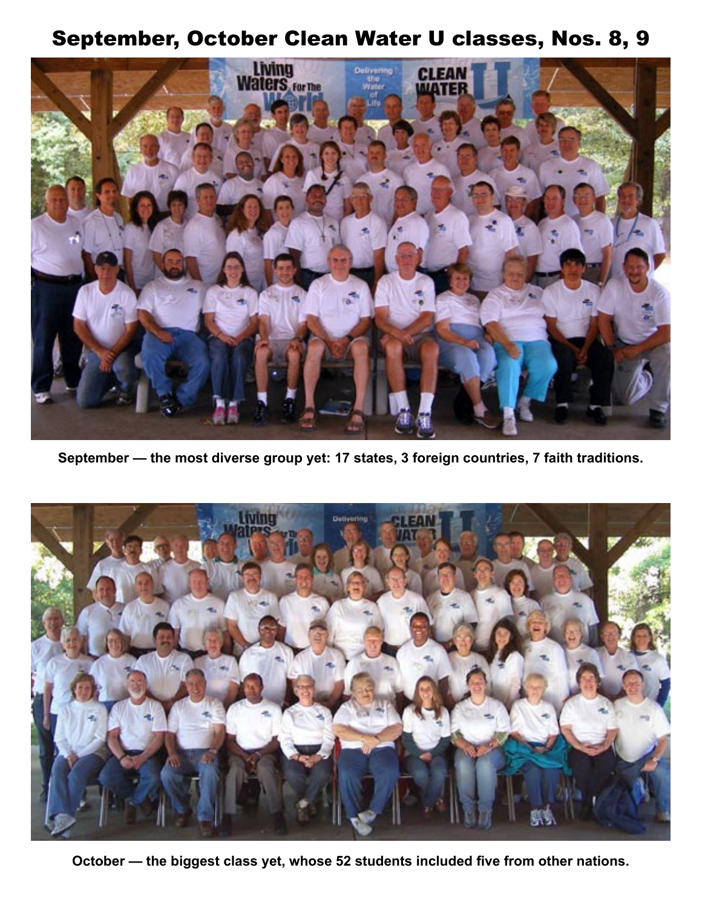# September, October Clean Water U classes, Nos. 8, 9

**September — the most diverse group yet: 17 states, 3 foreign countries, 7 faith traditions.**

**October — the biggest class yet, whose 52 students included five from other nations.**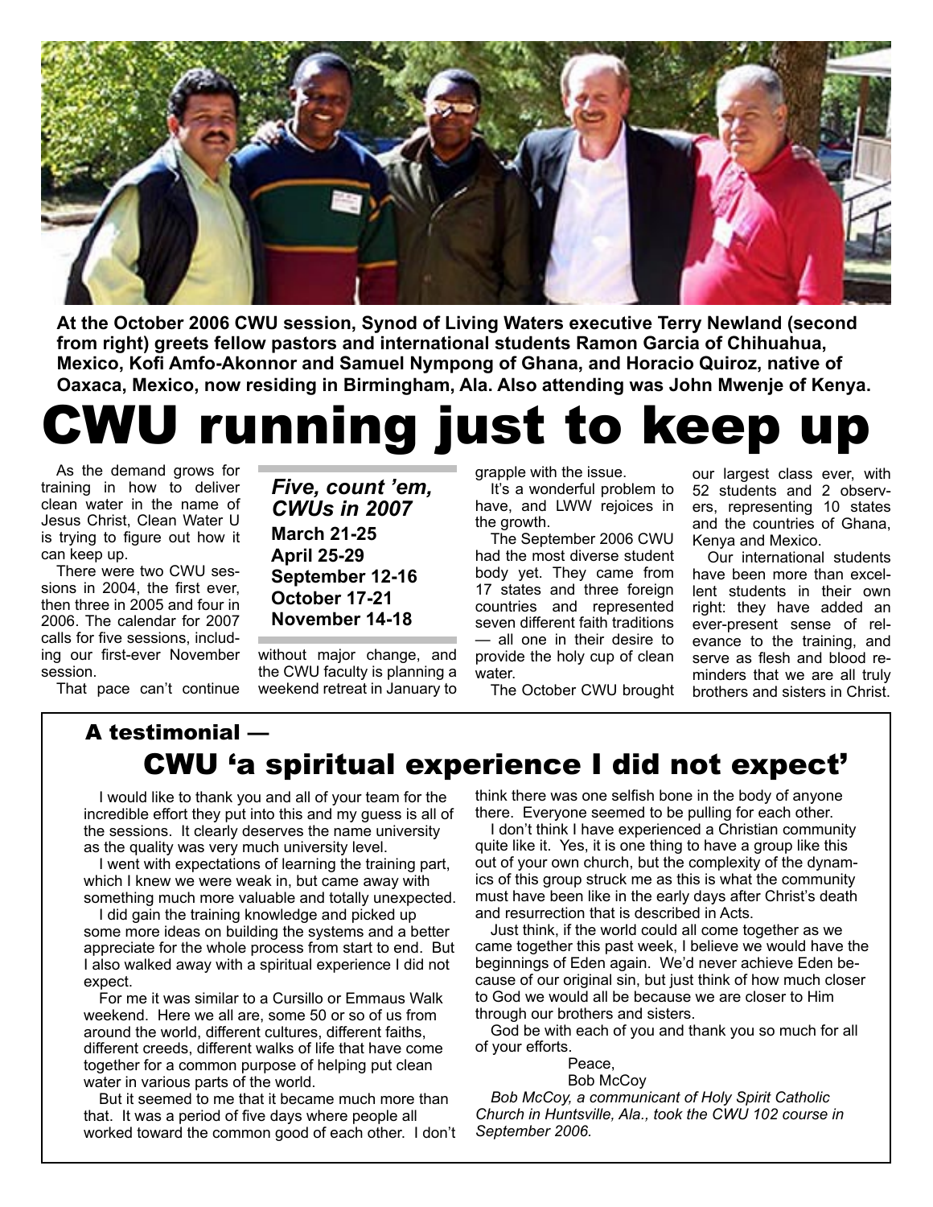At the October 2006 CWU session, Synod of Living Waters executive Terry Newland (second from right) greets fellow pastors and international students Ramon Garcia of Chihuahua, Mexico, Kofi Amfo-Akonnor and Samuel Nympong of Ghana, and Horacio Quiroz, native of Oaxaca, Mexico, now residing in Birmingham, Ala. Also attending was John Mwenje of Kenya.

# CWU running just to keep up

As the demand grows for training in how to deliver clean water in the name of Jesus Christ, Clean Water U is trying to figure out how it can keep up.

There were two CWU sessions in 2004, the first ever, then three in 2005 and four in 2006. The calendar for 2007 calls for five sessions, including our first-ever November session.

That pace can't continue without major change, and the CWU faculty is planning a weekend retreat in January to grapple with the issue.

It's a wonderful problem to have, and LWW rejoices in the growth.

The September 2006 CWU had the most diverse student body yet. They came from 17 states and three foreign countries and represented seven different faith traditions — all one in their desire to provide the holy cup of clean water.

The October CWU brought our largest class ever, with 52 students and 2 observers, representing 10 states and the countries of Ghana, Kenya and Mexico.

Our international students have been more than excellent students in their own right: they have added an ever-present sense of relevance to the training, and serve as flesh and blood reminders that we are all truly brothers and sisters in Christ.

### *Five, count 'em, CWUs in 2007*

**March 21-25**
**April 25-29**
**September 12-16**
**October 17-21**
**November 14-18**

## A testimonial —
## CWU 'a spiritual experience I did not expect'

I would like to thank you and all of your team for the incredible effort they put into this and my guess is all of the sessions. It clearly deserves the name university as the quality was very much university level.

I went with expectations of learning the training part, which I knew we were weak in, but came away with something much more valuable and totally unexpected.

I did gain the training knowledge and picked up some more ideas on building the systems and a better appreciate for the whole process from start to end. But I also walked away with a spiritual experience I did not expect.

For me it was similar to a Cursillo or Emmaus Walk weekend. Here we all are, some 50 or so of us from around the world, different cultures, different faiths, different creeds, different walks of life that have come together for a common purpose of helping put clean water in various parts of the world.

But it seemed to me that it became much more than that. It was a period of five days where people all worked toward the common good of each other. I don't think there was one selfish bone in the body of anyone there. Everyone seemed to be pulling for each other.

I don't think I have experienced a Christian community quite like it. Yes, it is one thing to have a group like this out of your own church, but the complexity of the dynamics of this group struck me as this is what the community must have been like in the early days after Christ's death and resurrection that is described in Acts.

Just think, if the world could all come together as we came together this past week, I believe we would have the beginnings of Eden again. We'd never achieve Eden because of our original sin, but just think of how much closer to God we would all be because we are closer to Him through our brothers and sisters.

God be with each of you and thank you so much for all of your efforts.

Peace,
Bob McCoy

*Bob McCoy, a communicant of Holy Spirit Catholic Church in Huntsville, Ala., took the CWU 102 course in September 2006.*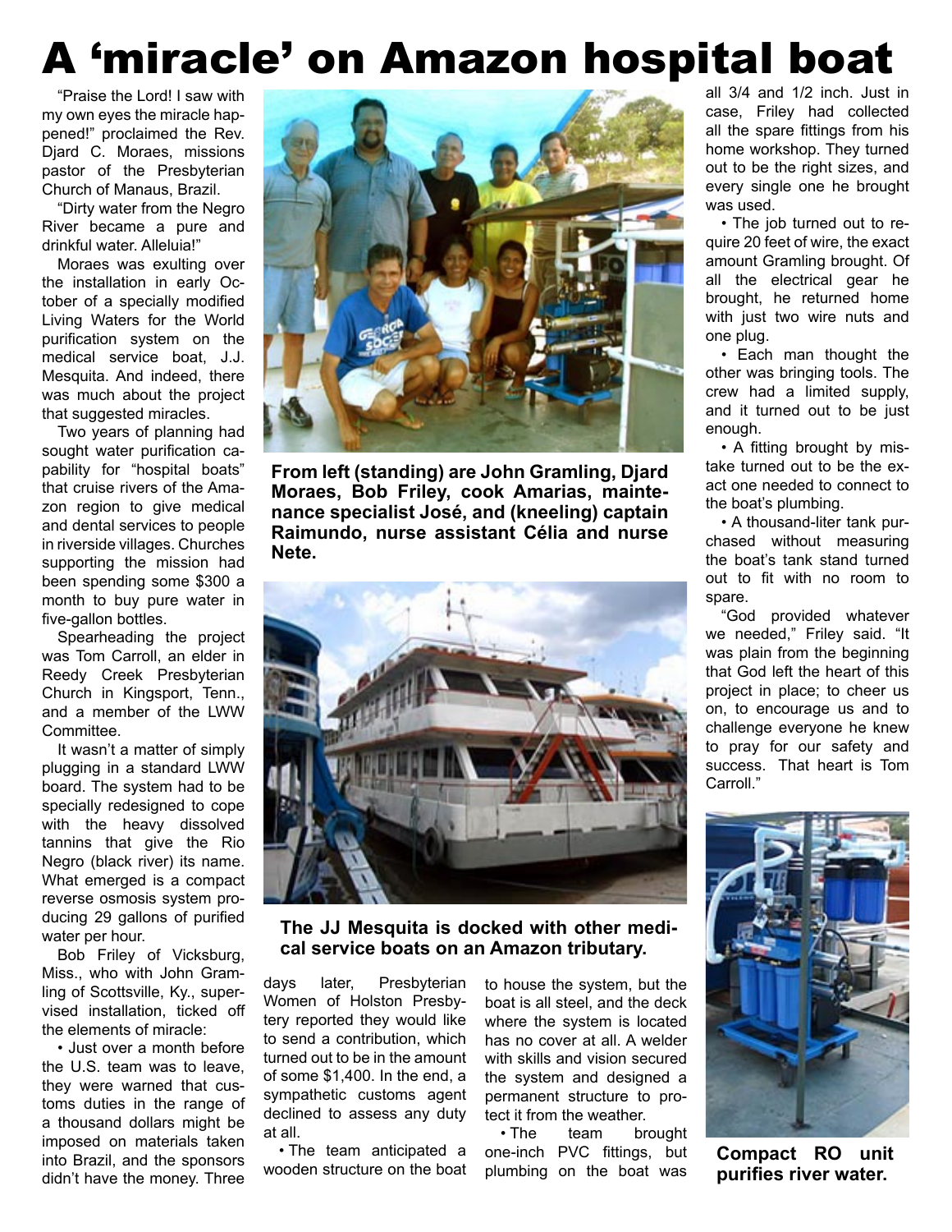# A 'miracle' on Amazon hospital boat

"Praise the Lord! I saw with my own eyes the miracle happened!" proclaimed the Rev. Djard C. Moraes, missions pastor of the Presbyterian Church of Manaus, Brazil.

"Dirty water from the Negro River became a pure and drinkful water. Alleluia!"

Moraes was exulting over the installation in early October of a specially modified Living Waters for the World purification system on the medical service boat, J.J. Mesquita. And indeed, there was much about the project that suggested miracles.

Two years of planning had sought water purification capability for "hospital boats" that cruise rivers of the Amazon region to give medical and dental services to people in riverside villages. Churches supporting the mission had been spending some $300 a month to buy pure water in five-gallon bottles.

Spearheading the project was Tom Carroll, an elder in Reedy Creek Presbyterian Church in Kingsport, Tenn., and a member of the LWW Committee.

It wasn't a matter of simply plugging in a standard LWW board. The system had to be specially redesigned to cope with the heavy dissolved tannins that give the Rio Negro (black river) its name. What emerged is a compact reverse osmosis system producing 29 gallons of purified water per hour.

Bob Friley of Vicksburg, Miss., who with John Gramling of Scottsville, Ky., supervised installation, ticked off the elements of miracle:

- Just over a month before the U.S. team was to leave, they were warned that customs duties in the range of a thousand dollars might be imposed on materials taken into Brazil, and the sponsors didn't have the money. Three days later, Presbyterian Women of Holston Presbytery reported they would like to send a contribution, which turned out to be in the amount of some $1,400. In the end, a sympathetic customs agent declined to assess any duty at all.
- The team anticipated a wooden structure on the boat to house the system, but the boat is all steel, and the deck where the system is located has no cover at all. A welder with skills and vision secured the system and designed a permanent structure to protect it from the weather.
- The team brought one-inch PVC fittings, but plumbing on the boat was all 3/4 and 1/2 inch. Just in case, Friley had collected all the spare fittings from his home workshop. They turned out to be the right sizes, and every single one he brought was used.
- The job turned out to require 20 feet of wire, the exact amount Gramling brought. Of all the electrical gear he brought, he returned home with just two wire nuts and one plug.
- Each man thought the other was bringing tools. The crew had a limited supply, and it turned out to be just enough.
- A fitting brought by mistake turned out to be the exact one needed to connect to the boat's plumbing.
- A thousand-liter tank purchased without measuring the boat's tank stand turned out to fit with no room to spare.

"God provided whatever we needed," Friley said. "It was plain from the beginning that God left the heart of this project in place; to cheer us on, to encourage us and to challenge everyone he knew to pray for our safety and success. That heart is Tom Carroll."

**From left (standing) are John Gramling, Djard Moraes, Bob Friley, cook Amarias, maintenance specialist José, and (kneeling) captain Raimundo, nurse assistant Célia and nurse Nete.**

**The JJ Mesquita is docked with other medical service boats on an Amazon tributary.**

**Compact RO unit purifies river water.**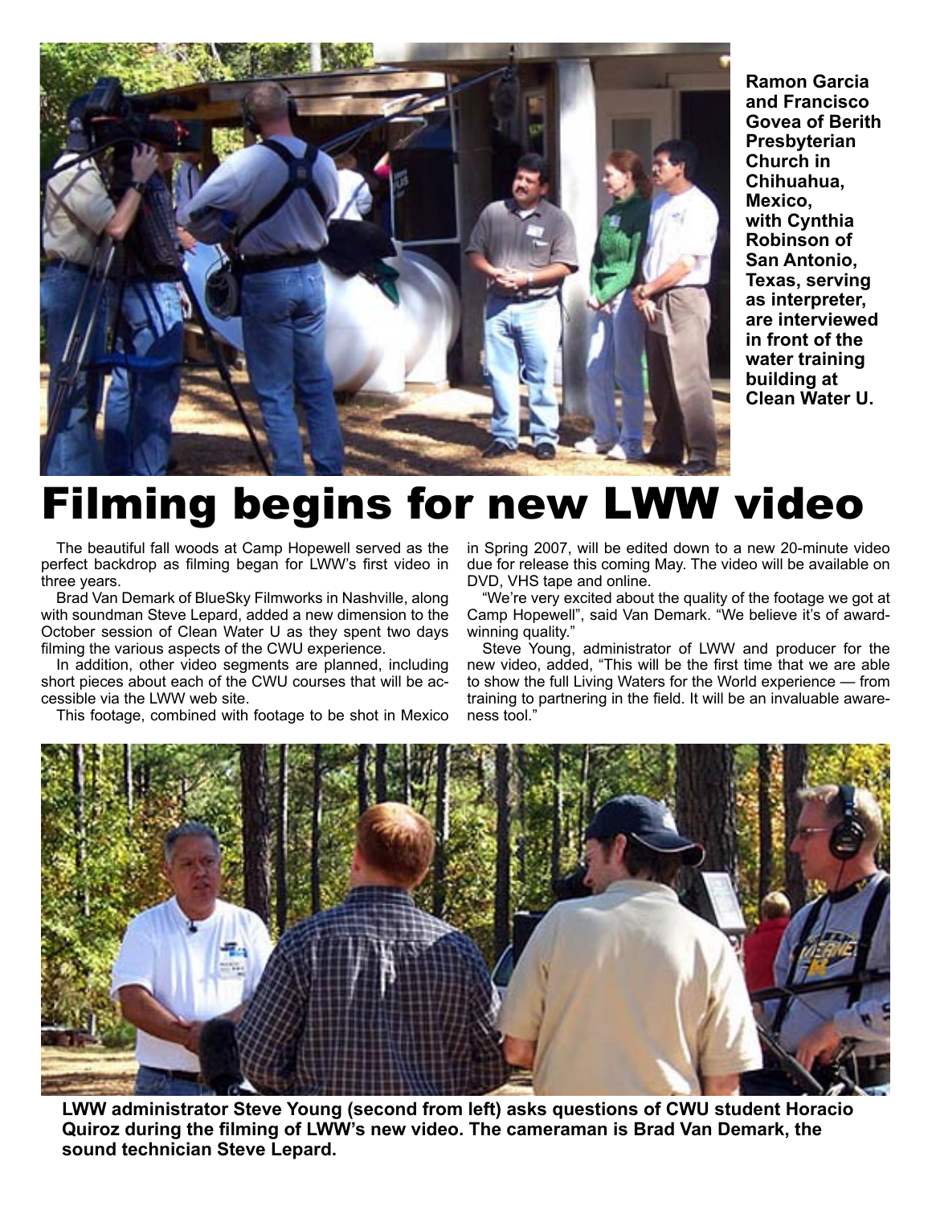Ramon Garcia and Francisco Govea of Berith Presbyterian Church in Chihuahua, Mexico, with Cynthia Robinson of San Antonio, Texas, serving as interpreter, are interviewed in front of the water training building at Clean Water U.

# Filming begins for new LWW video

The beautiful fall woods at Camp Hopewell served as the perfect backdrop as filming began for LWW's first video in three years.

Brad Van Demark of BlueSky Filmworks in Nashville, along with soundman Steve Lepard, added a new dimension to the October session of Clean Water U as they spent two days filming the various aspects of the CWU experience.

In addition, other video segments are planned, including short pieces about each of the CWU courses that will be accessible via the LWW web site.

This footage, combined with footage to be shot in Mexico in Spring 2007, will be edited down to a new 20-minute video due for release this coming May. The video will be available on DVD, VHS tape and online.

"We're very excited about the quality of the footage we got at Camp Hopewell", said Van Demark. "We believe it's of award-winning quality."

Steve Young, administrator of LWW and producer for the new video, added, "This will be the first time that we are able to show the full Living Waters for the World experience — from training to partnering in the field. It will be an invaluable awareness tool."

**LWW administrator Steve Young (second from left) asks questions of CWU student Horacio Quiroz during the filming of LWW's new video. The cameraman is Brad Van Demark, the sound technician Steve Lepard.**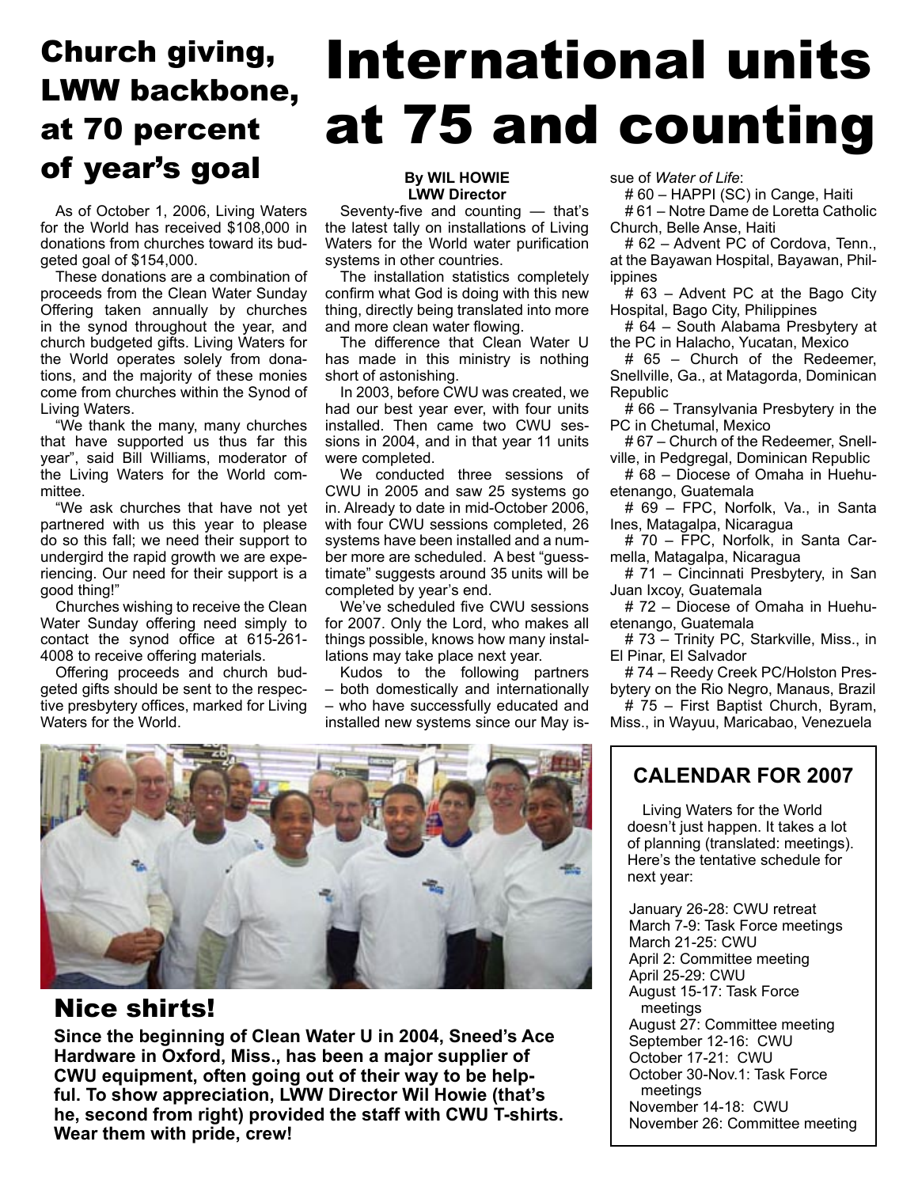# Church giving, LWW backbone, at 70 percent of year's goal

As of October 1, 2006, Living Waters for the World has received $108,000 in donations from churches toward its budgeted goal of $154,000.

These donations are a combination of proceeds from the Clean Water Sunday Offering taken annually by churches in the synod throughout the year, and church budgeted gifts. Living Waters for the World operates solely from donations, and the majority of these monies come from churches within the Synod of Living Waters.

"We thank the many, many churches that have supported us thus far this year", said Bill Williams, moderator of the Living Waters for the World committee.

"We ask churches that have not yet partnered with us this year to please do so this fall; we need their support to undergird the rapid growth we are experiencing. Our need for their support is a good thing!"

Churches wishing to receive the Clean Water Sunday offering need simply to contact the synod office at 615-261-4008 to receive offering materials.

Offering proceeds and church budgeted gifts should be sent to the respective presbytery offices, marked for Living Waters for the World.

# International units at 75 and counting

**By WIL HOWIE**
**LWW Director**

Seventy-five and counting — that's the latest tally on installations of Living Waters for the World water purification systems in other countries.

The installation statistics completely confirm what God is doing with this new thing, directly being translated into more and more clean water flowing.

The difference that Clean Water U has made in this ministry is nothing short of astonishing.

In 2003, before CWU was created, we had our best year ever, with four units installed. Then came two CWU sessions in 2004, and in that year 11 units were completed.

We conducted three sessions of CWU in 2005 and saw 25 systems go in. Already to date in mid-October 2006, with four CWU sessions completed, 26 systems have been installed and a number more are scheduled. A best "guesstimate" suggests around 35 units will be completed by year's end.

We've scheduled five CWU sessions for 2007. Only the Lord, who makes all things possible, knows how many installations may take place next year.

Kudos to the following partners – both domestically and internationally – who have successfully educated and installed new systems since our May issue of *Water of Life*:

# 60 – HAPPI (SC) in Cange, Haiti
# 61 – Notre Dame de Loretta Catholic Church, Belle Anse, Haiti
# 62 – Advent PC of Cordova, Tenn., at the Bayawan Hospital, Bayawan, Philippines
# 63 – Advent PC at the Bago City Hospital, Bago City, Philippines
# 64 – South Alabama Presbytery at the PC in Halacho, Yucatan, Mexico
# 65 – Church of the Redeemer, Snellville, Ga., at Matagorda, Dominican Republic
# 66 – Transylvania Presbytery in the PC in Chetumal, Mexico
# 67 – Church of the Redeemer, Snellville, in Pedgregal, Dominican Republic
# 68 – Diocese of Omaha in Huehuetenango, Guatemala
# 69 – FPC, Norfolk, Va., in Santa Ines, Matagalpa, Nicaragua
# 70 – FPC, Norfolk, in Santa Carmella, Matagalpa, Nicaragua
# 71 – Cincinnati Presbytery, in San Juan Ixcoy, Guatemala
# 72 – Diocese of Omaha in Huehuetenango, Guatemala
# 73 – Trinity PC, Starkville, Miss., in El Pinar, El Salvador
# 74 – Reedy Creek PC/Holston Presbytery on the Rio Negro, Manaus, Brazil
# 75 – First Baptist Church, Byram, Miss., in Wayuu, Maricabao, Venezuela

## Nice shirts!

**Since the beginning of Clean Water U in 2004, Sneed's Ace Hardware in Oxford, Miss., has been a major supplier of CWU equipment, often going out of their way to be helpful. To show appreciation, LWW Director Wil Howie (that's he, second from right) provided the staff with CWU T-shirts. Wear them with pride, crew!**

## CALENDAR FOR 2007

Living Waters for the World doesn't just happen. It takes a lot of planning (translated: meetings). Here's the tentative schedule for next year:

January 26-28: CWU retreat
March 7-9: Task Force meetings
March 21-25: CWU
April 2: Committee meeting
April 25-29: CWU
August 15-17: Task Force meetings
August 27: Committee meeting
September 12-16: CWU
October 17-21: CWU
October 30-Nov.1: Task Force meetings
November 14-18: CWU
November 26: Committee meeting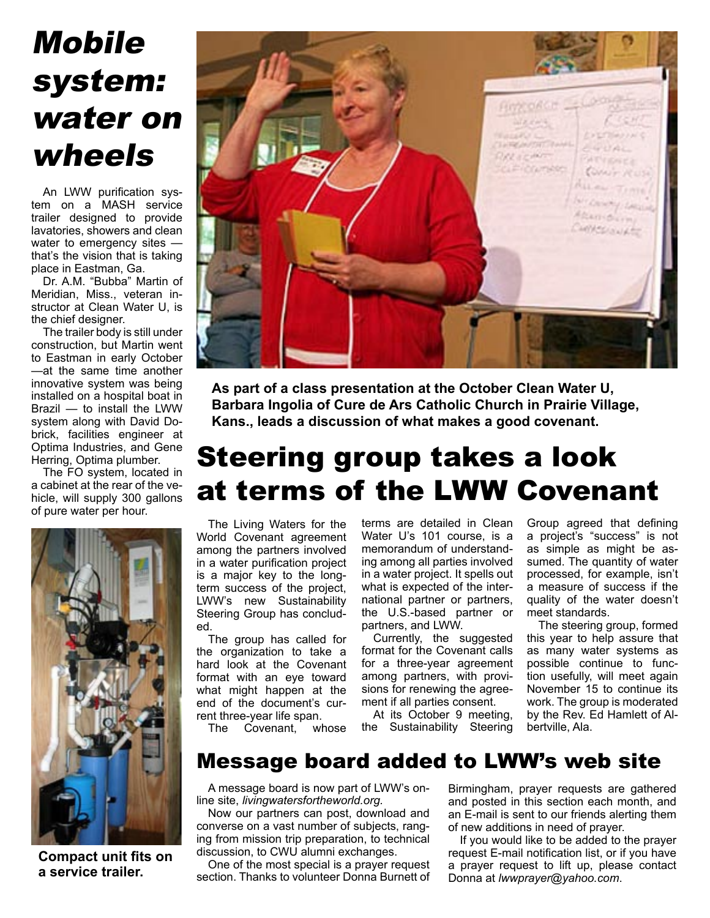# *Mobile system: water on wheels*

An LWW purification system on a MASH service trailer designed to provide lavatories, showers and clean water to emergency sites — that's the vision that is taking place in Eastman, Ga.

Dr. A.M. "Bubba" Martin of Meridian, Miss., veteran instructor at Clean Water U, is the chief designer.

The trailer body is still under construction, but Martin went to Eastman in early October —at the same time another innovative system was being installed on a hospital boat in Brazil — to install the LWW system along with David Dobrick, facilities engineer at Optima Industries, and Gene Herring, Optima plumber.

The FO system, located in a cabinet at the rear of the vehicle, will supply 300 gallons of pure water per hour.

**Compact unit fits on a service trailer.**

**As part of a class presentation at the October Clean Water U, Barbara Ingolia of Cure de Ars Catholic Church in Prairie Village, Kans., leads a discussion of what makes a good covenant.**

# Steering group takes a look at terms of the LWW Covenant

The Living Waters for the World Covenant agreement among the partners involved in a water purification project is a major key to the long-term success of the project, LWW's new Sustainability Steering Group has concluded.

The group has called for the organization to take a hard look at the Covenant format with an eye toward what might happen at the end of the document's current three-year life span.

The Covenant, whose terms are detailed in Clean Water U's 101 course, is a memorandum of understanding among all parties involved in a water project. It spells out what is expected of the international partner or partners, the U.S.-based partner or partners, and LWW.

Currently, the suggested format for the Covenant calls for a three-year agreement among partners, with provisions for renewing the agreement if all parties consent.

At its October 9 meeting, the Sustainability Steering Group agreed that defining a project's "success" is not as simple as might be assumed. The quantity of water processed, for example, isn't a measure of success if the quality of the water doesn't meet standards.

The steering group, formed this year to help assure that as many water systems as possible continue to function usefully, will meet again November 15 to continue its work. The group is moderated by the Rev. Ed Hamlett of Albertville, Ala.

## Message board added to LWW's web site

A message board is now part of LWW's online site, *livingwatersfortheworld.org.*

Now our partners can post, download and converse on a vast number of subjects, ranging from mission trip preparation, to technical discussion, to CWU alumni exchanges.

One of the most special is a prayer request section. Thanks to volunteer Donna Burnett of Birmingham, prayer requests are gathered and posted in this section each month, and an E-mail is sent to our friends alerting them of new additions in need of prayer.

If you would like to be added to the prayer request E-mail notification list, or if you have a prayer request to lift up, please contact Donna at *lwwprayer@yahoo.com*.